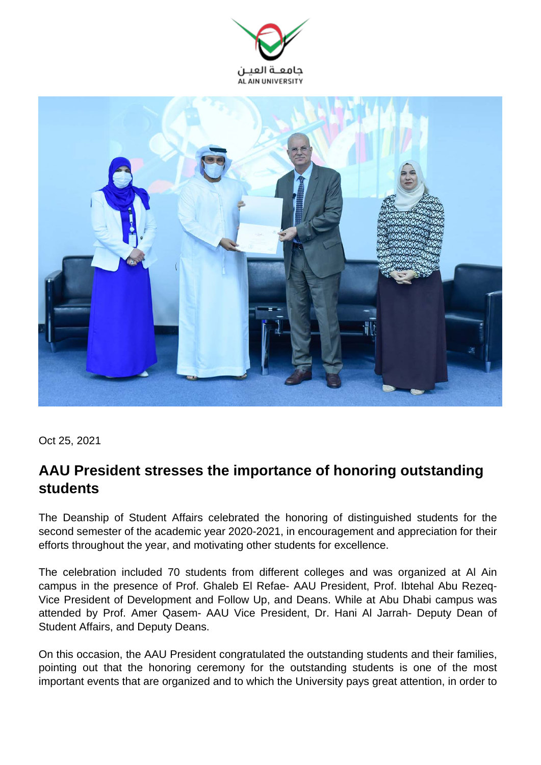Oct 25, 2021

## AAU President stresses the importance of honoring outstanding students

The Deanship of Student Affairs celebrated the honoring of distinguished students for the second semester of the academic year 2020-2021, in encouragement and appreciation for their efforts throughout the year, and motivating other students for excellence.

The celebration included 70 students from different colleges and was organized at Al Ain campus in the presence of Prof. Ghaleb El Refae- AAU President, Prof. Ibtehal Abu Rezeq- Vice President of Development and Follow Up, and Deans. While at Abu Dhabi campus was attended by Prof. Amer Qasem- AAU Vice President, Dr. Hani Al Jarrah- Deputy Dean of Student Affairs, and Deputy Deans.

On this occasion, the AAU President congratulated the outstanding students and their families, pointing out that the honoring ceremony for the outstanding students is one of the most important events that are organized and to which the University pays great attention, in order to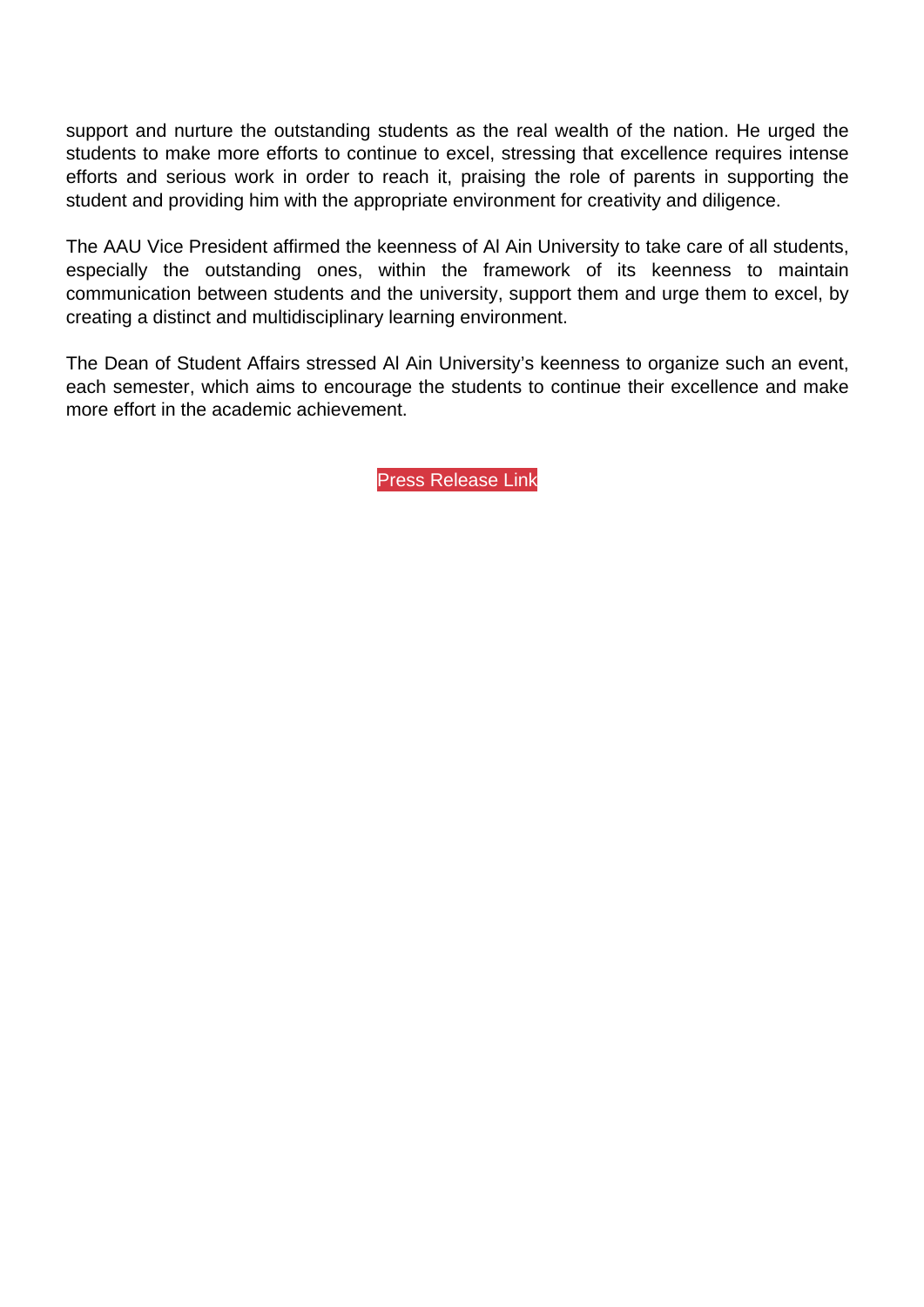support and nurture the outstanding students as the real wealth of the nation. He urged the students to make more efforts to continue to excel, stressing that excellence requires intense efforts and serious work in order to reach it, praising the role of parents in supporting the student and providing him with the appropriate environment for creativity and diligence.

The AAU Vice President affirmed the keenness of Al Ain University to take care of all students, especially the outstanding ones, within the framework of its keenness to maintain communication between students and the university, support them and urge them to excel, by creating a distinct and multidisciplinary learning environment.

The Dean of Student Affairs stressed Al Ain University's keenness to organize such an event, each semester, which aims to encourage the students to continue their excellence and make more effort in the academic achievement.

Press Release Link